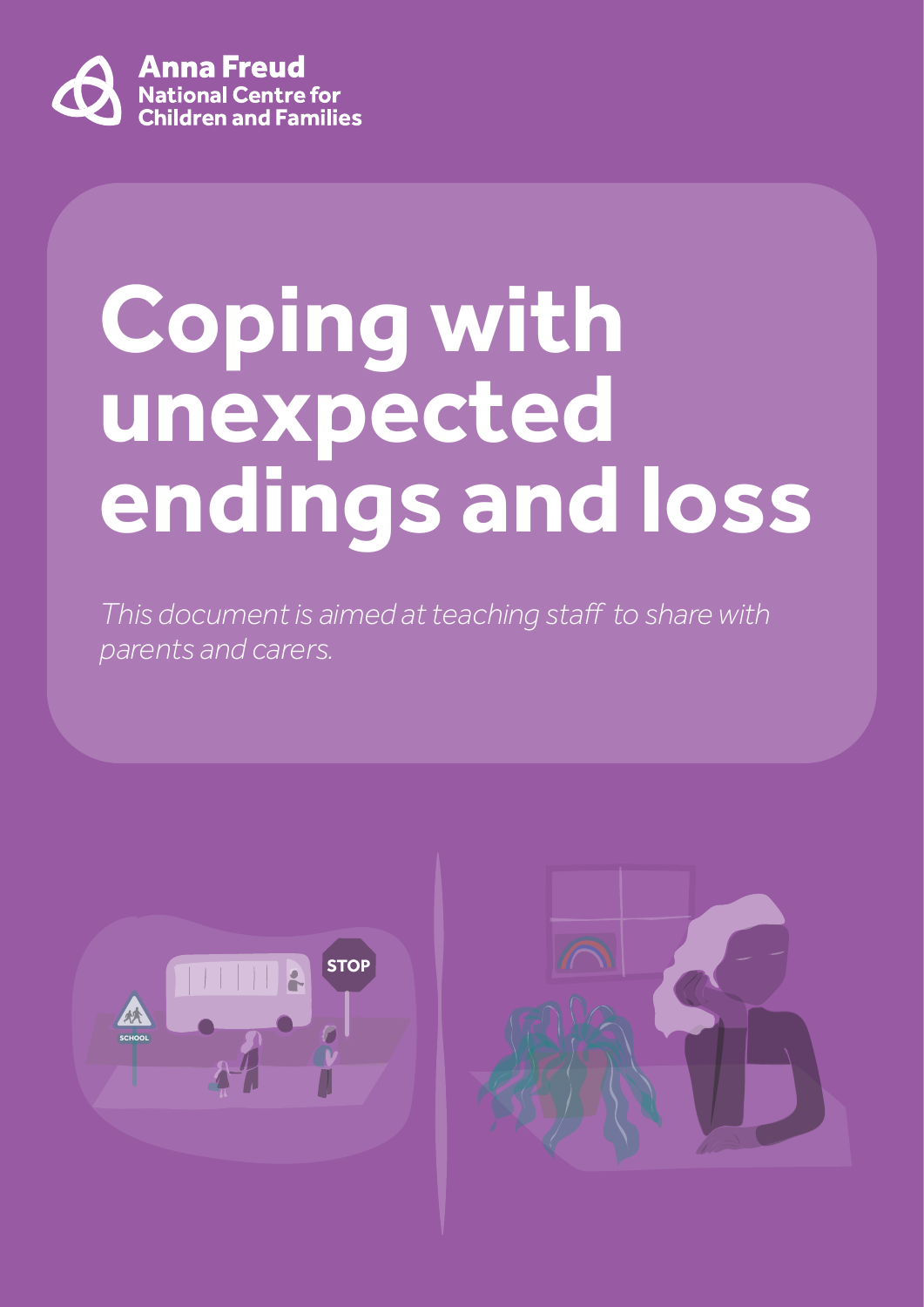Anna Freud
National Centre for
Children and Families

# Coping with unexpected endings and loss

*This document is aimed at teaching staff to share with parents and carers.*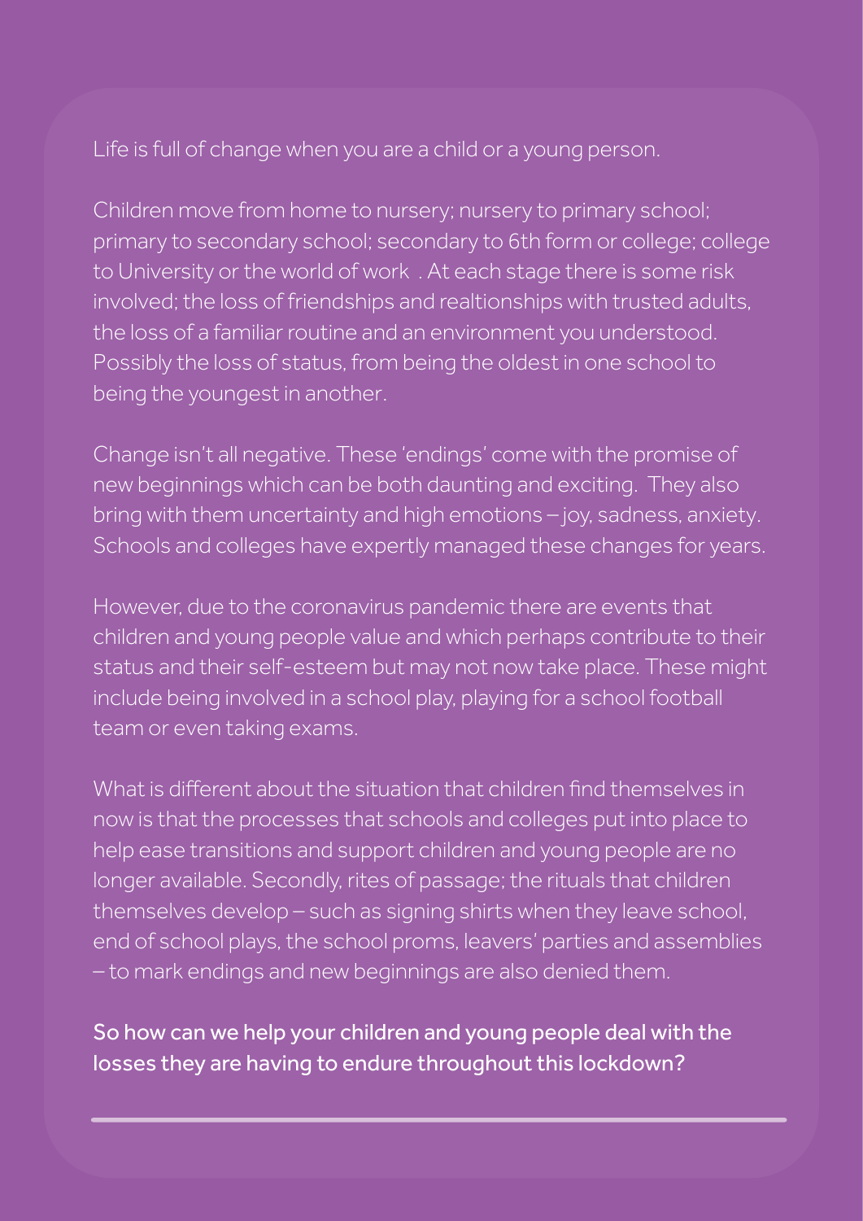Life is full of change when you are a child or a young person.

Children move from home to nursery; nursery to primary school; primary to secondary school; secondary to 6th form or college; college to University or the world of work . At each stage there is some risk involved; the loss of friendships and realtionships with trusted adults, the loss of a familiar routine and an environment you understood. Possibly the loss of status, from being the oldest in one school to being the youngest in another.

Change isn't all negative. These 'endings' come with the promise of new beginnings which can be both daunting and exciting. They also bring with them uncertainty and high emotions – joy, sadness, anxiety. Schools and colleges have expertly managed these changes for years.

However, due to the coronavirus pandemic there are events that children and young people value and which perhaps contribute to their status and their self-esteem but may not now take place. These might include being involved in a school play, playing for a school football team or even taking exams.

What is different about the situation that children find themselves in now is that the processes that schools and colleges put into place to help ease transitions and support children and young people are no longer available. Secondly, rites of passage; the rituals that children themselves develop – such as signing shirts when they leave school, end of school plays, the school proms, leavers' parties and assemblies – to mark endings and new beginnings are also denied them.

So how can we help your children and young people deal with the losses they are having to endure throughout this lockdown?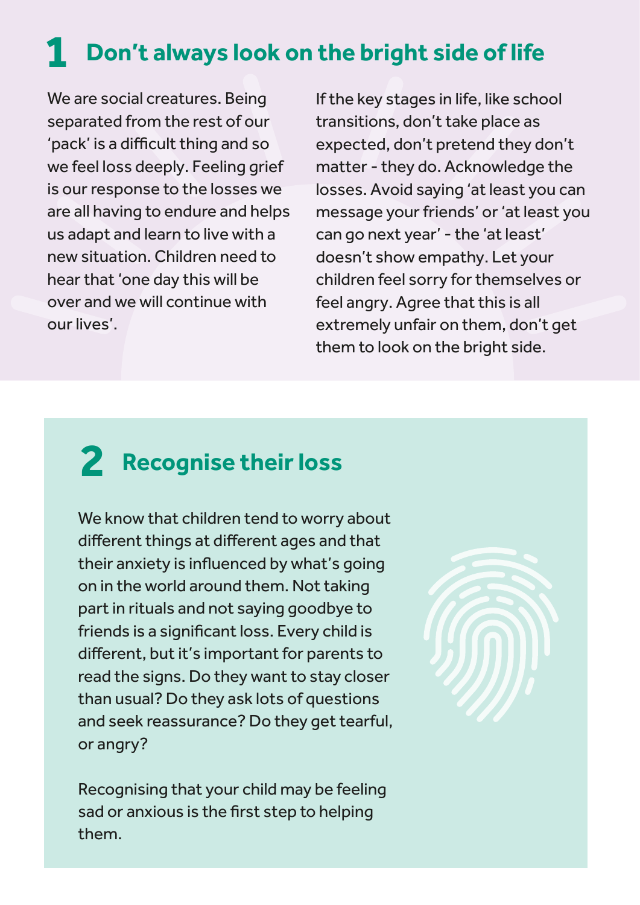## 1 Don't always look on the bright side of life

We are social creatures. Being separated from the rest of our 'pack' is a difficult thing and so we feel loss deeply. Feeling grief is our response to the losses we are all having to endure and helps us adapt and learn to live with a new situation. Children need to hear that 'one day this will be over and we will continue with our lives'.

If the key stages in life, like school transitions, don't take place as expected, don't pretend they don't matter - they do. Acknowledge the losses. Avoid saying 'at least you can message your friends' or 'at least you can go next year' - the 'at least' doesn't show empathy. Let your children feel sorry for themselves or feel angry. Agree that this is all extremely unfair on them, don't get them to look on the bright side.

## 2 Recognise their loss

We know that children tend to worry about different things at different ages and that their anxiety is influenced by what's going on in the world around them. Not taking part in rituals and not saying goodbye to friends is a significant loss. Every child is different, but it's important for parents to read the signs. Do they want to stay closer than usual? Do they ask lots of questions and seek reassurance? Do they get tearful, or angry?

Recognising that your child may be feeling sad or anxious is the first step to helping them.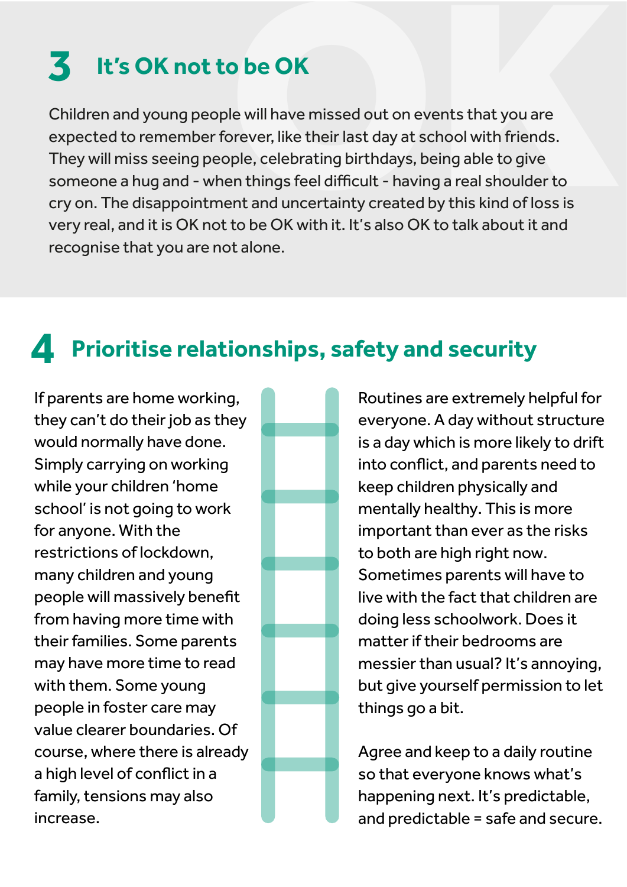## 3 It's OK not to be OK

Children and young people will have missed out on events that you are expected to remember forever, like their last day at school with friends. They will miss seeing people, celebrating birthdays, being able to give someone a hug and - when things feel difficult - having a real shoulder to cry on. The disappointment and uncertainty created by this kind of loss is very real, and it is OK not to be OK with it. It's also OK to talk about it and recognise that you are not alone.

## 4 Prioritise relationships, safety and security

If parents are home working, they can't do their job as they would normally have done. Simply carrying on working while your children 'home school' is not going to work for anyone. With the restrictions of lockdown, many children and young people will massively benefit from having more time with their families. Some parents may have more time to read with them. Some young people in foster care may value clearer boundaries. Of course, where there is already a high level of conflict in a family, tensions may also increase.

Routines are extremely helpful for everyone. A day without structure is a day which is more likely to drift into conflict, and parents need to keep children physically and mentally healthy. This is more important than ever as the risks to both are high right now. Sometimes parents will have to live with the fact that children are doing less schoolwork. Does it matter if their bedrooms are messier than usual? It's annoying, but give yourself permission to let things go a bit.

Agree and keep to a daily routine so that everyone knows what's happening next. It's predictable, and predictable = safe and secure.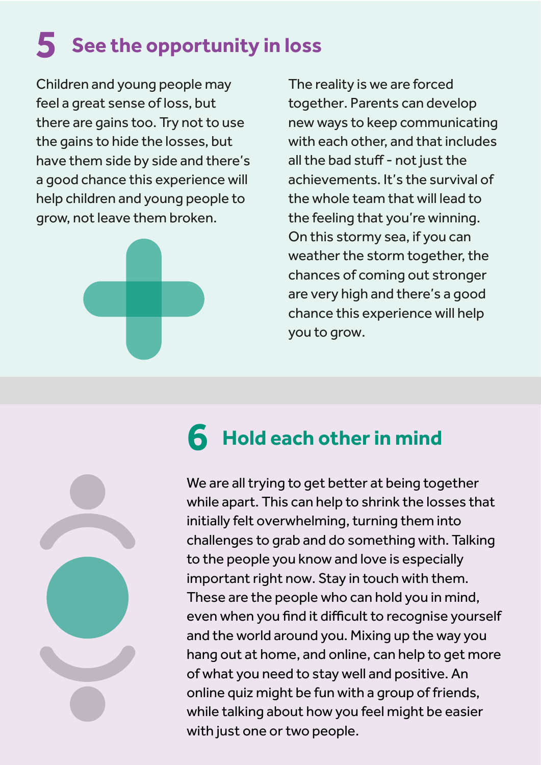## 5 See the opportunity in loss

Children and young people may feel a great sense of loss, but there are gains too. Try not to use the gains to hide the losses, but have them side by side and there's a good chance this experience will help children and young people to grow, not leave them broken.

The reality is we are forced together. Parents can develop new ways to keep communicating with each other, and that includes all the bad stuff - not just the achievements. It's the survival of the whole team that will lead to the feeling that you're winning. On this stormy sea, if you can weather the storm together, the chances of coming out stronger are very high and there's a good chance this experience will help you to grow.

## 6 Hold each other in mind

We are all trying to get better at being together while apart. This can help to shrink the losses that initially felt overwhelming, turning them into challenges to grab and do something with. Talking to the people you know and love is especially important right now. Stay in touch with them. These are the people who can hold you in mind, even when you find it difficult to recognise yourself and the world around you. Mixing up the way you hang out at home, and online, can help to get more of what you need to stay well and positive. An online quiz might be fun with a group of friends, while talking about how you feel might be easier with just one or two people.